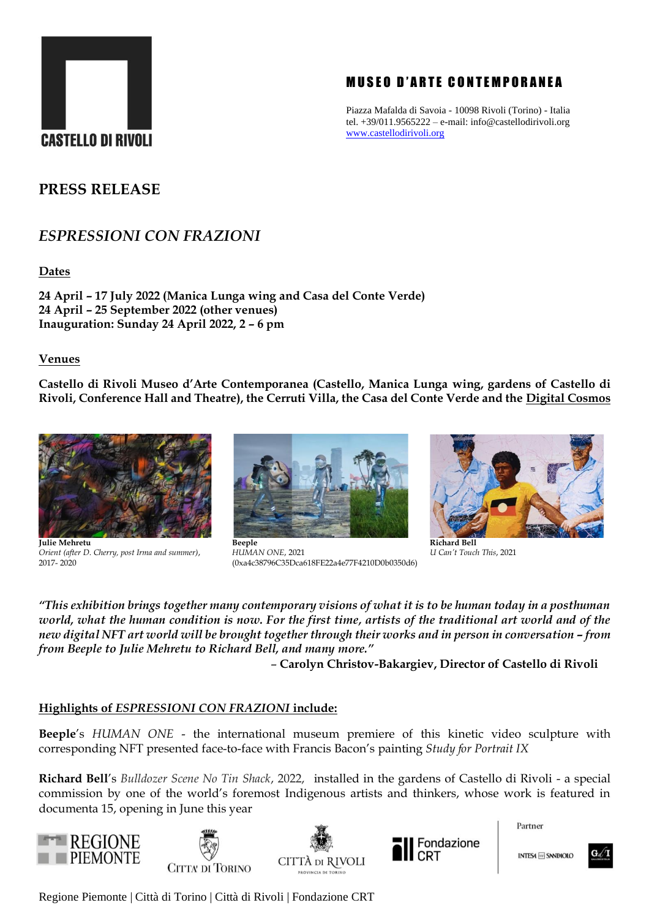CASTELLO DI RIVOLI

**MUSEO D'ARTE CONTEMPORANEA**

Piazza Mafalda di Savoia - 10098 Rivoli (Torino) - Italia
tel. +39/011.9565222 – e-mail: info@castellodirivoli.org
www.castellodirivoli.org

# PRESS RELEASE

## *ESPRESSIONI CON FRAZIONI*

**Dates**

**24 April – 17 July 2022 (Manica Lunga wing and Casa del Conte Verde)**
**24 April – 25 September 2022 (other venues)**
**Inauguration: Sunday 24 April 2022, 2 – 6 pm**

**Venues**

**Castello di Rivoli Museo d'Arte Contemporanea (Castello, Manica Lunga wing, gardens of Castello di Rivoli, Conference Hall and Theatre), the Cerruti Villa, the Casa del Conte Verde and the Digital Cosmos**

**Julie Mehretu**
*Orient (after D. Cherry, post Irma and summer)*, 2017- 2020

**Beeple**
*HUMAN ONE*, 2021
(0xa4c38796C35Dca618FE22a4e77F4210D0b0350d6)

**Richard Bell**
*U Can't Touch This*, 2021

***"This exhibition brings together many contemporary visions of what it is to be human today in a posthuman world, what the human condition is now. For the first time, artists of the traditional art world and of the new digital NFT art world will be brought together through their works and in person in conversation – from from Beeple to Julie Mehretu to Richard Bell, and many more."***

**– Carolyn Christov-Bakargiev, Director of Castello di Rivoli**

**Highlights of *ESPRESSIONI CON FRAZIONI* include:**

**Beeple**'s *HUMAN ONE* - the international museum premiere of this kinetic video sculpture with corresponding NFT presented face-to-face with Francis Bacon's painting *Study for Portrait IX*

**Richard Bell**'s *Bulldozer Scene No Tin Shack*, 2022, installed in the gardens of Castello di Rivoli - a special commission by one of the world's foremost Indigenous artists and thinkers, whose work is featured in documenta 15, opening in June this year

REGIONE PIEMONTE | CITTA' DI TORINO | CITTÀ DI RIVOLI | Fondazione CRT

Partner

INTESA SANPAOLO | G/I

Regione Piemonte | Città di Torino | Città di Rivoli | Fondazione CRT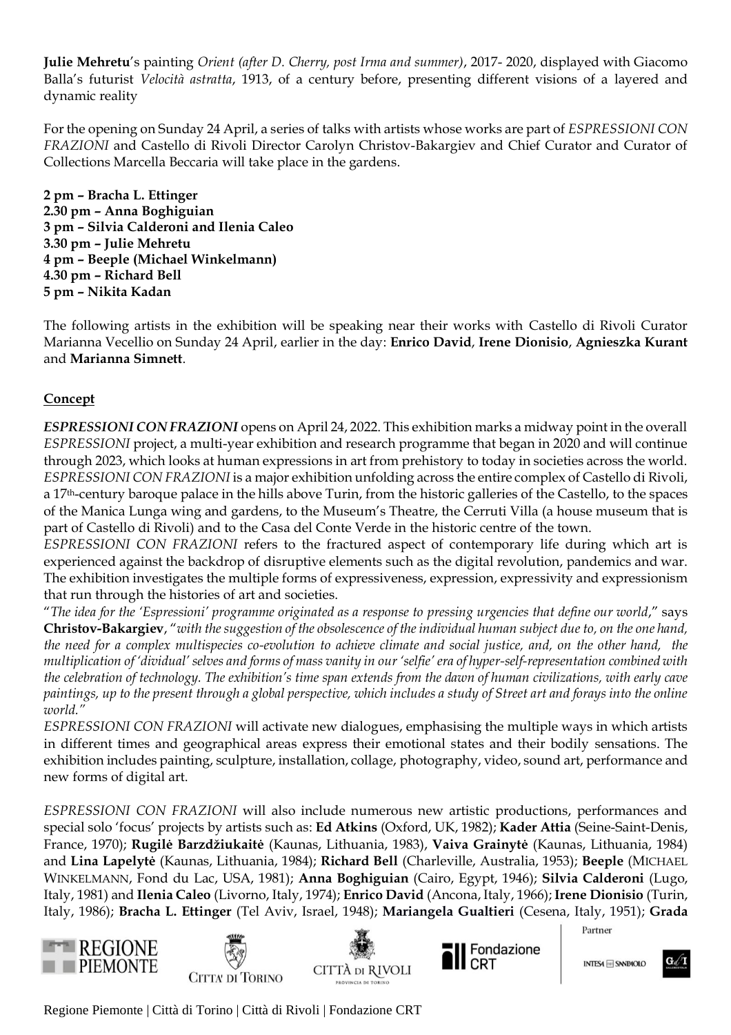**Julie Mehretu**'s painting *Orient (after D. Cherry, post Irma and summer)*, 2017- 2020, displayed with Giacomo Balla's futurist *Velocità astratta*, 1913, of a century before, presenting different visions of a layered and dynamic reality

For the opening on Sunday 24 April, a series of talks with artists whose works are part of *ESPRESSIONI CON FRAZIONI* and Castello di Rivoli Director Carolyn Christov-Bakargiev and Chief Curator and Curator of Collections Marcella Beccaria will take place in the gardens.

**2 pm – Bracha L. Ettinger**
**2.30 pm – Anna Boghiguian**
**3 pm – Silvia Calderoni and Ilenia Caleo**
**3.30 pm – Julie Mehretu**
**4 pm – Beeple (Michael Winkelmann)**
**4.30 pm – Richard Bell**
**5 pm – Nikita Kadan**

The following artists in the exhibition will be speaking near their works with Castello di Rivoli Curator Marianna Vecellio on Sunday 24 April, earlier in the day: **Enrico David**, **Irene Dionisio**, **Agnieszka Kurant** and **Marianna Simnett**.

## Concept

***ESPRESSIONI CON FRAZIONI*** opens on April 24, 2022. This exhibition marks a midway point in the overall *ESPRESSIONI* project, a multi-year exhibition and research programme that began in 2020 and will continue through 2023, which looks at human expressions in art from prehistory to today in societies across the world. *ESPRESSIONI CON FRAZIONI* is a major exhibition unfolding across the entire complex of Castello di Rivoli, a 17th-century baroque palace in the hills above Turin, from the historic galleries of the Castello, to the spaces of the Manica Lunga wing and gardens, to the Museum's Theatre, the Cerruti Villa (a house museum that is part of Castello di Rivoli) and to the Casa del Conte Verde in the historic centre of the town.

*ESPRESSIONI CON FRAZIONI* refers to the fractured aspect of contemporary life during which art is experienced against the backdrop of disruptive elements such as the digital revolution, pandemics and war. The exhibition investigates the multiple forms of expressiveness, expression, expressivity and expressionism that run through the histories of art and societies.

"*The idea for the 'Espressioni' programme originated as a response to pressing urgencies that define our world*," says **Christov-Bakargiev**, "*with the suggestion of the obsolescence of the individual human subject due to, on the one hand, the need for a complex multispecies co-evolution to achieve climate and social justice, and, on the other hand, the multiplication of 'dividual' selves and forms of mass vanity in our 'selfie' era of hyper-self-representation combined with the celebration of technology. The exhibition's time span extends from the dawn of human civilizations, with early cave paintings, up to the present through a global perspective, which includes a study of Street art and forays into the online world.*"

*ESPRESSIONI CON FRAZIONI* will activate new dialogues, emphasising the multiple ways in which artists in different times and geographical areas express their emotional states and their bodily sensations. The exhibition includes painting, sculpture, installation, collage, photography, video, sound art, performance and new forms of digital art.

*ESPRESSIONI CON FRAZIONI* will also include numerous new artistic productions, performances and special solo 'focus' projects by artists such as: **Ed Atkins** (Oxford, UK, 1982); **Kader Attia** (Seine-Saint-Denis, France, 1970); **Rugilė Barzdžiukaitė** (Kaunas, Lithuania, 1983), **Vaiva Grainytė** (Kaunas, Lithuania, 1984) and **Lina Lapelytė** (Kaunas, Lithuania, 1984); **Richard Bell** (Charleville, Australia, 1953); **Beeple** (MICHAEL WINKELMANN, Fond du Lac, USA, 1981); **Anna Boghiguian** (Cairo, Egypt, 1946); **Silvia Calderoni** (Lugo, Italy, 1981) and **Ilenia Caleo** (Livorno, Italy, 1974); **Enrico David** (Ancona, Italy, 1966); **Irene Dionisio** (Turin, Italy, 1986); **Bracha L. Ettinger** (Tel Aviv, Israel, 1948); **Mariangela Gualtieri** (Cesena, Italy, 1951); **Grada**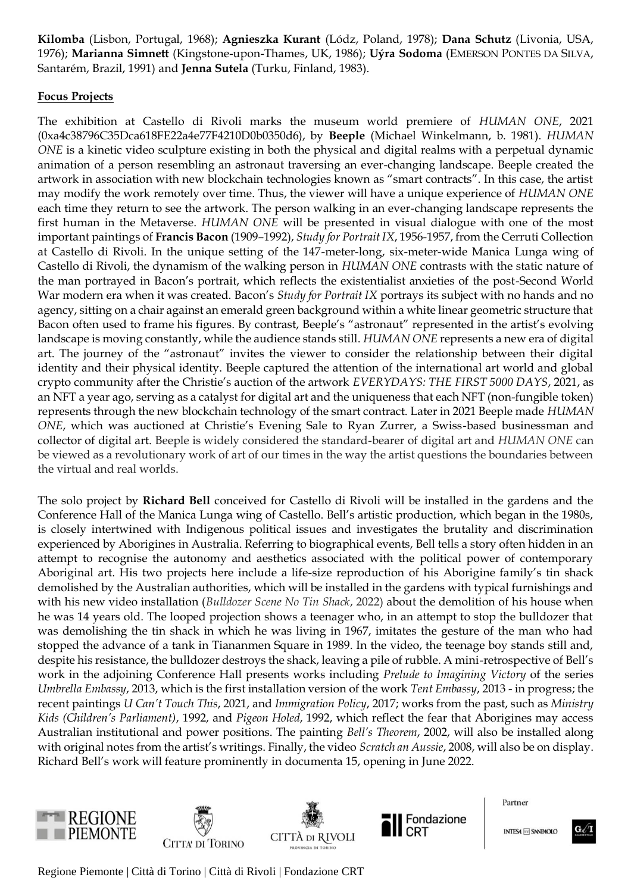**Kilomba** (Lisbon, Portugal, 1968); **Agnieszka Kurant** (Lódz, Poland, 1978); **Dana Schutz** (Livonia, USA, 1976); **Marianna Simnett** (Kingstone-upon-Thames, UK, 1986); **Uýra Sodoma** (EMERSON PONTES DA SILVA, Santarém, Brazil, 1991) and **Jenna Sutela** (Turku, Finland, 1983).

**Focus Projects**

The exhibition at Castello di Rivoli marks the museum world premiere of *HUMAN ONE*, 2021 (0xa4c38796C35Dca618FE22a4e77F4210D0b0350d6), by **Beeple** (Michael Winkelmann, b. 1981). *HUMAN ONE* is a kinetic video sculpture existing in both the physical and digital realms with a perpetual dynamic animation of a person resembling an astronaut traversing an ever-changing landscape. Beeple created the artwork in association with new blockchain technologies known as "smart contracts". In this case, the artist may modify the work remotely over time. Thus, the viewer will have a unique experience of *HUMAN ONE* each time they return to see the artwork. The person walking in an ever-changing landscape represents the first human in the Metaverse. *HUMAN ONE* will be presented in visual dialogue with one of the most important paintings of **Francis Bacon** (1909–1992), *Study for Portrait IX*, 1956-1957, from the Cerruti Collection at Castello di Rivoli. In the unique setting of the 147-meter-long, six-meter-wide Manica Lunga wing of Castello di Rivoli, the dynamism of the walking person in *HUMAN ONE* contrasts with the static nature of the man portrayed in Bacon's portrait, which reflects the existentialist anxieties of the post-Second World War modern era when it was created. Bacon's *Study for Portrait IX* portrays its subject with no hands and no agency, sitting on a chair against an emerald green background within a white linear geometric structure that Bacon often used to frame his figures. By contrast, Beeple's "astronaut" represented in the artist's evolving landscape is moving constantly, while the audience stands still. *HUMAN ONE* represents a new era of digital art. The journey of the "astronaut" invites the viewer to consider the relationship between their digital identity and their physical identity. Beeple captured the attention of the international art world and global crypto community after the Christie's auction of the artwork *EVERYDAYS: THE FIRST 5000 DAYS*, 2021, as an NFT a year ago, serving as a catalyst for digital art and the uniqueness that each NFT (non-fungible token) represents through the new blockchain technology of the smart contract. Later in 2021 Beeple made *HUMAN ONE*, which was auctioned at Christie's Evening Sale to Ryan Zurrer, a Swiss-based businessman and collector of digital art. Beeple is widely considered the standard-bearer of digital art and *HUMAN ONE* can be viewed as a revolutionary work of art of our times in the way the artist questions the boundaries between the virtual and real worlds.

The solo project by **Richard Bell** conceived for Castello di Rivoli will be installed in the gardens and the Conference Hall of the Manica Lunga wing of Castello. Bell's artistic production, which began in the 1980s, is closely intertwined with Indigenous political issues and investigates the brutality and discrimination experienced by Aborigines in Australia. Referring to biographical events, Bell tells a story often hidden in an attempt to recognise the autonomy and aesthetics associated with the political power of contemporary Aboriginal art. His two projects here include a life-size reproduction of his Aborigine family's tin shack demolished by the Australian authorities, which will be installed in the gardens with typical furnishings and with his new video installation (*Bulldozer Scene No Tin Shack*, 2022) about the demolition of his house when he was 14 years old. The looped projection shows a teenager who, in an attempt to stop the bulldozer that was demolishing the tin shack in which he was living in 1967, imitates the gesture of the man who had stopped the advance of a tank in Tiananmen Square in 1989. In the video, the teenage boy stands still and, despite his resistance, the bulldozer destroys the shack, leaving a pile of rubble. A mini-retrospective of Bell's work in the adjoining Conference Hall presents works including *Prelude to Imagining Victory* of the series *Umbrella Embassy*, 2013, which is the first installation version of the work *Tent Embassy*, 2013 - in progress; the recent paintings *U Can't Touch This*, 2021, and *Immigration Policy*, 2017; works from the past, such as *Ministry Kids (Children's Parliament)*, 1992, and *Pigeon Holed*, 1992, which reflect the fear that Aborigines may access Australian institutional and power positions. The painting *Bell's Theorem*, 2002, will also be installed along with original notes from the artist's writings. Finally, the video *Scratch an Aussie*, 2008, will also be on display. Richard Bell's work will feature prominently in documenta 15, opening in June 2022.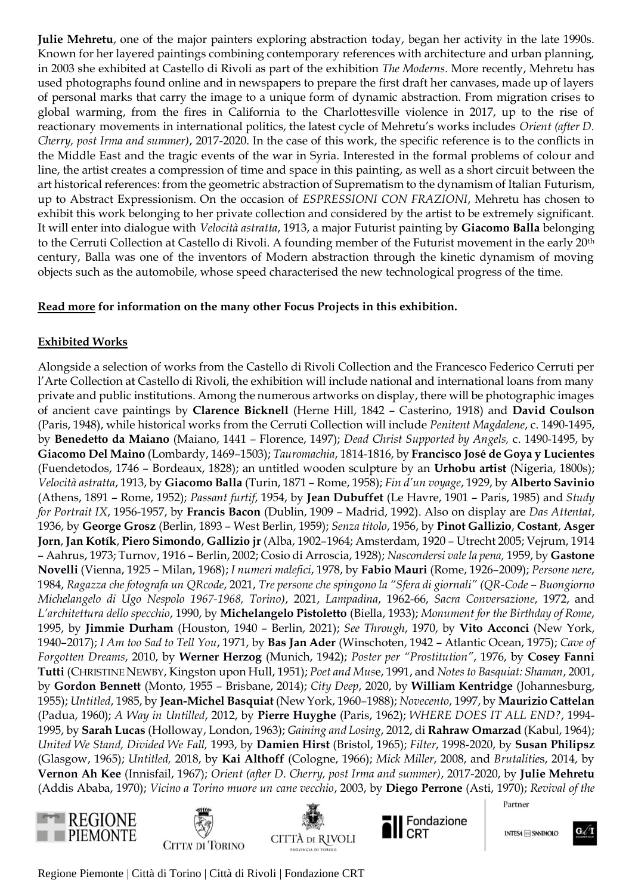**Julie Mehretu**, one of the major painters exploring abstraction today, began her activity in the late 1990s. Known for her layered paintings combining contemporary references with architecture and urban planning, in 2003 she exhibited at Castello di Rivoli as part of the exhibition *The Moderns*. More recently, Mehretu has used photographs found online and in newspapers to prepare the first draft her canvases, made up of layers of personal marks that carry the image to a unique form of dynamic abstraction. From migration crises to global warming, from the fires in California to the Charlottesville violence in 2017, up to the rise of reactionary movements in international politics, the latest cycle of Mehretu's works includes *Orient (after D. Cherry, post Irma and summer)*, 2017-2020. In the case of this work, the specific reference is to the conflicts in the Middle East and the tragic events of the war in Syria. Interested in the formal problems of colour and line, the artist creates a compression of time and space in this painting, as well as a short circuit between the art historical references: from the geometric abstraction of Suprematism to the dynamism of Italian Futurism, up to Abstract Expressionism. On the occasion of *ESPRESSIONI CON FRAZIONI*, Mehretu has chosen to exhibit this work belonging to her private collection and considered by the artist to be extremely significant. It will enter into dialogue with *Velocità astratta*, 1913, a major Futurist painting by **Giacomo Balla** belonging to the Cerruti Collection at Castello di Rivoli. A founding member of the Futurist movement in the early 20th century, Balla was one of the inventors of Modern abstraction through the kinetic dynamism of moving objects such as the automobile, whose speed characterised the new technological progress of the time.

**Read more for information on the many other Focus Projects in this exhibition.**

**Exhibited Works**

Alongside a selection of works from the Castello di Rivoli Collection and the Francesco Federico Cerruti per l'Arte Collection at Castello di Rivoli, the exhibition will include national and international loans from many private and public institutions. Among the numerous artworks on display, there will be photographic images of ancient cave paintings by **Clarence Bicknell** (Herne Hill, 1842 – Casterino, 1918) and **David Coulson** (Paris, 1948), while historical works from the Cerruti Collection will include *Penitent Magdalene*, c. 1490-1495, by **Benedetto da Maiano** (Maiano, 1441 – Florence, 1497); *Dead Christ Supported by Angels,* c. 1490-1495, by **Giacomo Del Maino** (Lombardy, 1469–1503); *Tauromachia*, 1814-1816, by **Francisco José de Goya y Lucientes** (Fuendetodos, 1746 – Bordeaux, 1828); an untitled wooden sculpture by an **Urhobu artist** (Nigeria, 1800s); *Velocità astratta*, 1913, by **Giacomo Balla** (Turin, 1871 – Rome, 1958); *Fin d'un voyage*, 1929, by **Alberto Savinio** (Athens, 1891 – Rome, 1952); *Passant furtif*, 1954, by **Jean Dubuffet** (Le Havre, 1901 – Paris, 1985) and *Study for Portrait IX*, 1956-1957, by **Francis Bacon** (Dublin, 1909 – Madrid, 1992). Also on display are *Das Attentat*, 1936, by **George Grosz** (Berlin, 1893 – West Berlin, 1959); *Senza titolo*, 1956, by **Pinot Gallizio**, **Costant**, **Asger Jorn**, **Jan Kotík**, **Piero Simondo**, **Gallizio jr** (Alba, 1902–1964; Amsterdam, 1920 – Utrecht 2005; Vejrum, 1914 – Aahrus, 1973; Turnov, 1916 – Berlin, 2002; Cosio di Arroscia, 1928); *Nascondersi vale la pena,* 1959, by **Gastone Novelli** (Vienna, 1925 – Milan, 1968); *I numeri malefici*, 1978, by **Fabio Mauri** (Rome, 1926–2009); *Persone nere*, 1984, *Ragazza che fotografa un QRcode*, 2021, *Tre persone che spingono la "Sfera di giornali" (QR-Code – Buongiorno Michelangelo di Ugo Nespolo 1967-1968, Torino)*, 2021, *Lampadina*, 1962-66, *Sacra Conversazione*, 1972, and *L'architettura dello specchio*, 1990, by **Michelangelo Pistoletto** (Biella, 1933); *Monument for the Birthday of Rome*, 1995, by **Jimmie Durham** (Houston, 1940 – Berlin, 2021); *See Through*, 1970, by **Vito Acconci** (New York, 1940–2017); *I Am too Sad to Tell You*, 1971, by **Bas Jan Ader** (Winschoten, 1942 – Atlantic Ocean, 1975); *Cave of Forgotten Dreams*, 2010, by **Werner Herzog** (Munich, 1942); *Poster per "Prostitution"*, 1976, by **Cosey Fanni Tutti** (CHRISTINE NEWBY, Kingston upon Hull, 1951); *Poet and Muse*, 1991, and *Notes to Basquiat: Shaman*, 2001, by **Gordon Bennett** (Monto, 1955 – Brisbane, 2014); *City Deep*, 2020, by **William Kentridge** (Johannesburg, 1955); *Untitled*, 1985, by **Jean-Michel Basquiat** (New York, 1960–1988); *Novecento*, 1997, by **Maurizio Cattelan** (Padua, 1960); *A Way in Untilled*, 2012, by **Pierre Huyghe** (Paris, 1962); *WHERE DOES IT ALL END?*, 1994-1995, by **Sarah Lucas** (Holloway, London, 1963); *Gaining and Losing*, 2012, di **Rahraw Omarzad** (Kabul, 1964); *United We Stand, Divided We Fall,* 1993, by **Damien Hirst** (Bristol, 1965); *Filter*, 1998-2020, by **Susan Philipsz** (Glasgow, 1965); *Untitled,* 2018, by **Kai Althoff** (Cologne, 1966); *Mick Miller*, 2008, and *Brutalities*, 2014, by **Vernon Ah Kee** (Innisfail, 1967); *Orient (after D. Cherry, post Irma and summer)*, 2017-2020, by **Julie Mehretu** (Addis Ababa, 1970); *Vicino a Torino muore un cane vecchio*, 2003, by **Diego Perrone** (Asti, 1970); *Revival of the*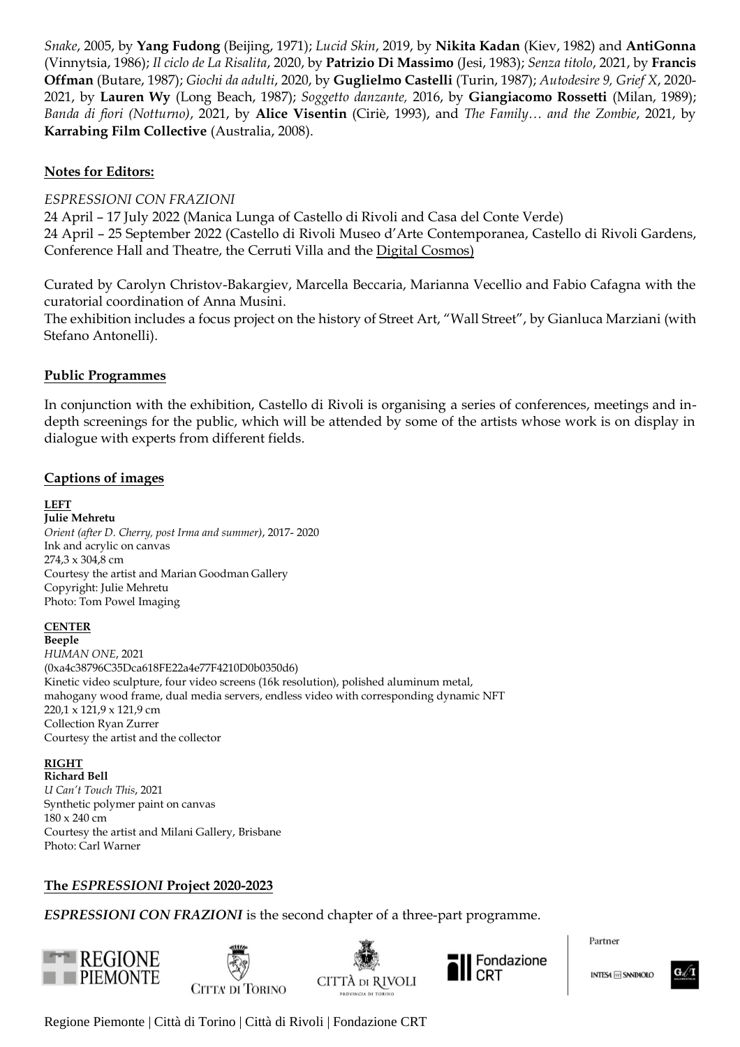*Snake*, 2005, by **Yang Fudong** (Beijing, 1971); *Lucid Skin*, 2019, by **Nikita Kadan** (Kiev, 1982) and **AntiGonna** (Vinnytsia, 1986); *Il ciclo de La Risalita*, 2020, by **Patrizio Di Massimo** (Jesi, 1983); *Senza titolo*, 2021, by **Francis Offman** (Butare, 1987); *Giochi da adulti*, 2020, by **Guglielmo Castelli** (Turin, 1987); *Autodesire 9, Grief X*, 2020-2021, by **Lauren Wy** (Long Beach, 1987); *Soggetto danzante,* 2016, by **Giangiacomo Rossetti** (Milan, 1989); *Banda di fiori (Notturno)*, 2021, by **Alice Visentin** (Ciriè, 1993), and *The Family… and the Zombie*, 2021, by **Karrabing Film Collective** (Australia, 2008).

## Notes for Editors:

*ESPRESSIONI CON FRAZIONI*
24 April – 17 July 2022 (Manica Lunga of Castello di Rivoli and Casa del Conte Verde)
24 April – 25 September 2022 (Castello di Rivoli Museo d'Arte Contemporanea, Castello di Rivoli Gardens, Conference Hall and Theatre, the Cerruti Villa and the Digital Cosmos)

Curated by Carolyn Christov-Bakargiev, Marcella Beccaria, Marianna Vecellio and Fabio Cafagna with the curatorial coordination of Anna Musini.
The exhibition includes a focus project on the history of Street Art, "Wall Street", by Gianluca Marziani (with Stefano Antonelli).

## Public Programmes

In conjunction with the exhibition, Castello di Rivoli is organising a series of conferences, meetings and in-depth screenings for the public, which will be attended by some of the artists whose work is on display in dialogue with experts from different fields.

## Captions of images

**LEFT**
**Julie Mehretu**
*Orient (after D. Cherry, post Irma and summer)*, 2017- 2020
Ink and acrylic on canvas
274,3 x 304,8 cm
Courtesy the artist and Marian Goodman Gallery
Copyright: Julie Mehretu
Photo: Tom Powel Imaging

**CENTER**
**Beeple**
*HUMAN ONE*, 2021
(0xa4c38796C35Dca618FE22a4e77F4210D0b0350d6)
Kinetic video sculpture, four video screens (16k resolution), polished aluminum metal, mahogany wood frame, dual media servers, endless video with corresponding dynamic NFT
220,1 x 121,9 x 121,9 cm
Collection Ryan Zurrer
Courtesy the artist and the collector

**RIGHT**
**Richard Bell**
*U Can't Touch This*, 2021
Synthetic polymer paint on canvas
180 x 240 cm
Courtesy the artist and Milani Gallery, Brisbane
Photo: Carl Warner

## The *ESPRESSIONI* Project 2020-2023

***ESPRESSIONI CON FRAZIONI*** is the second chapter of a three-part programme.

Regione Piemonte | Città di Torino | Città di Rivoli | Fondazione CRT

Partner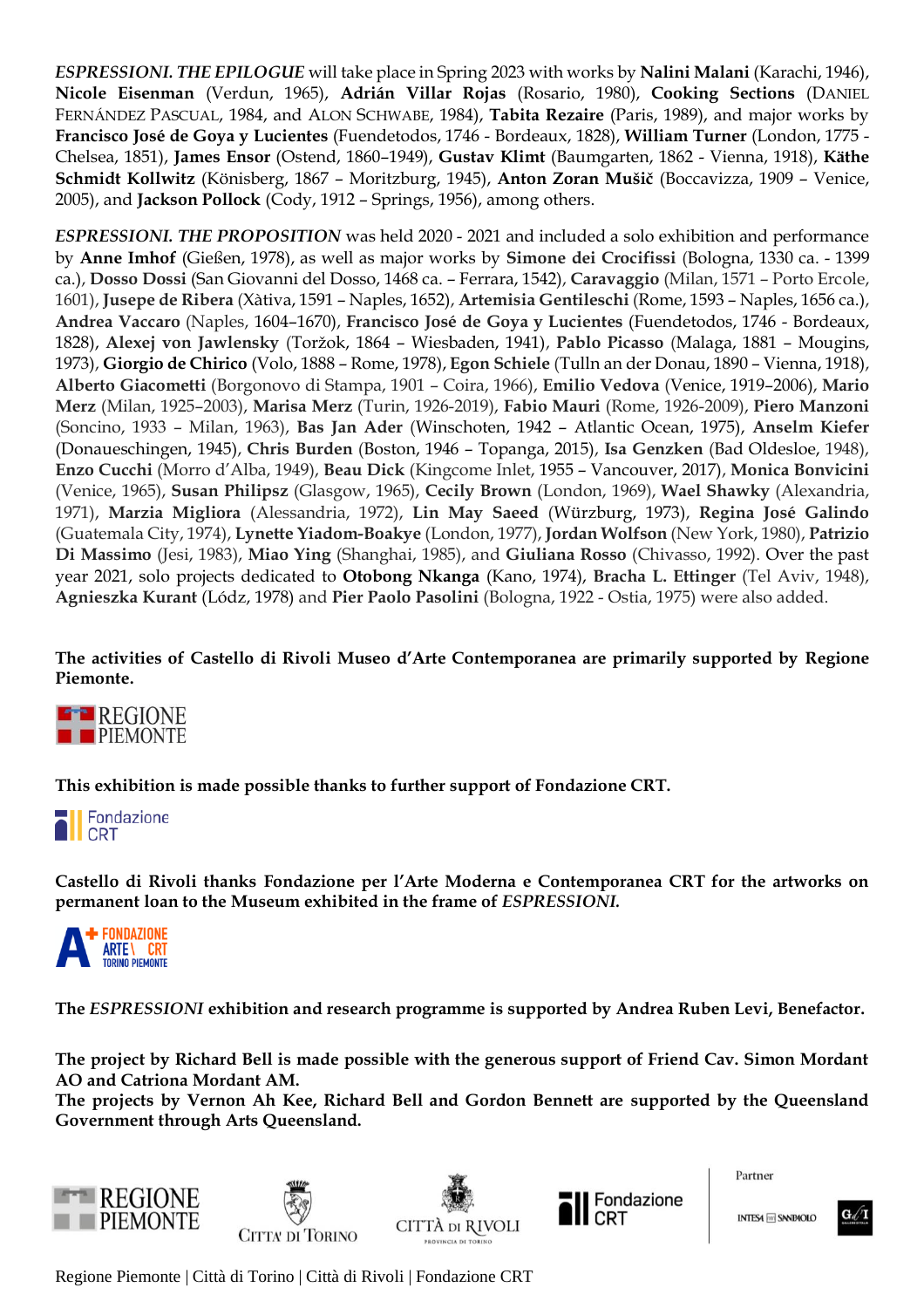*ESPRESSIONI. THE EPILOGUE* will take place in Spring 2023 with works by **Nalini Malani** (Karachi, 1946), **Nicole Eisenman** (Verdun, 1965), **Adrián Villar Rojas** (Rosario, 1980), **Cooking Sections** (DANIEL FERNÁNDEZ PASCUAL, 1984, and ALON SCHWABE, 1984), **Tabita Rezaire** (Paris, 1989), and major works by **Francisco José de Goya y Lucientes** (Fuendetodos, 1746 - Bordeaux, 1828), **William Turner** (London, 1775 - Chelsea, 1851), **James Ensor** (Ostend, 1860–1949), **Gustav Klimt** (Baumgarten, 1862 - Vienna, 1918), **Käthe Schmidt Kollwitz** (Könisberg, 1867 – Moritzburg, 1945), **Anton Zoran Mušič** (Boccavizza, 1909 – Venice, 2005), and **Jackson Pollock** (Cody, 1912 – Springs, 1956), among others.

*ESPRESSIONI. THE PROPOSITION* was held 2020 - 2021 and included a solo exhibition and performance by **Anne Imhof** (Gießen, 1978), as well as major works by **Simone dei Crocifissi** (Bologna, 1330 ca. - 1399 ca.), **Dosso Dossi** (San Giovanni del Dosso, 1468 ca. – Ferrara, 1542), **Caravaggio** (Milan, 1571 – Porto Ercole, 1601), **Jusepe de Ribera** (Xàtiva, 1591 – Naples, 1652), **Artemisia Gentileschi** (Rome, 1593 – Naples, 1656 ca.), **Andrea Vaccaro** (Naples, 1604–1670), **Francisco José de Goya y Lucientes** (Fuendetodos, 1746 - Bordeaux, 1828), **Alexej von Jawlensky** (Toržok, 1864 – Wiesbaden, 1941), **Pablo Picasso** (Malaga, 1881 – Mougins, 1973), **Giorgio de Chirico** (Volo, 1888 – Rome, 1978), **Egon Schiele** (Tulln an der Donau, 1890 – Vienna, 1918), **Alberto Giacometti** (Borgonovo di Stampa, 1901 – Coira, 1966), **Emilio Vedova** (Venice, 1919–2006), **Mario Merz** (Milan, 1925–2003), **Marisa Merz** (Turin, 1926-2019), **Fabio Mauri** (Rome, 1926-2009), **Piero Manzoni** (Soncino, 1933 – Milan, 1963), **Bas Jan Ader** (Winschoten, 1942 – Atlantic Ocean, 1975), **Anselm Kiefer** (Donaueschingen, 1945), **Chris Burden** (Boston, 1946 – Topanga, 2015), **Isa Genzken** (Bad Oldesloe, 1948), **Enzo Cucchi** (Morro d'Alba, 1949), **Beau Dick** (Kingcome Inlet, 1955 – Vancouver, 2017), **Monica Bonvicini** (Venice, 1965), **Susan Philipsz** (Glasgow, 1965), **Cecily Brown** (London, 1969), **Wael Shawky** (Alexandria, 1971), **Marzia Migliora** (Alessandria, 1972), **Lin May Saeed** (Würzburg, 1973), **Regina José Galindo** (Guatemala City, 1974), **Lynette Yiadom-Boakye** (London, 1977), **Jordan Wolfson** (New York, 1980), **Patrizio Di Massimo** (Jesi, 1983), **Miao Ying** (Shanghai, 1985), and **Giuliana Rosso** (Chivasso, 1992). Over the past year 2021, solo projects dedicated to **Otobong Nkanga** (Kano, 1974), **Bracha L. Ettinger** (Tel Aviv, 1948), **Agnieszka Kurant** (Lódz, 1978) and **Pier Paolo Pasolini** (Bologna, 1922 - Ostia, 1975) were also added.

**The activities of Castello di Rivoli Museo d'Arte Contemporanea are primarily supported by Regione Piemonte.**

REGIONE PIEMONTE

**This exhibition is made possible thanks to further support of Fondazione CRT.**

Fondazione CRT

**Castello di Rivoli thanks Fondazione per l'Arte Moderna e Contemporanea CRT for the artworks on permanent loan to the Museum exhibited in the frame of *ESPRESSIONI*.**

FONDAZIONE ARTE CRT TORINO PIEMONTE

**The *ESPRESSIONI* exhibition and research programme is supported by Andrea Ruben Levi, Benefactor.**

**The project by Richard Bell is made possible with the generous support of Friend Cav. Simon Mordant AO and Catriona Mordant AM.**
**The projects by Vernon Ah Kee, Richard Bell and Gordon Bennett are supported by the Queensland Government through Arts Queensland.**

REGIONE PIEMONTE | CITTÀ DI TORINO | CITTÀ DI RIVOLI | Fondazione CRT | Partner: INTESA SANPAOLO | G/I

Regione Piemonte | Città di Torino | Città di Rivoli | Fondazione CRT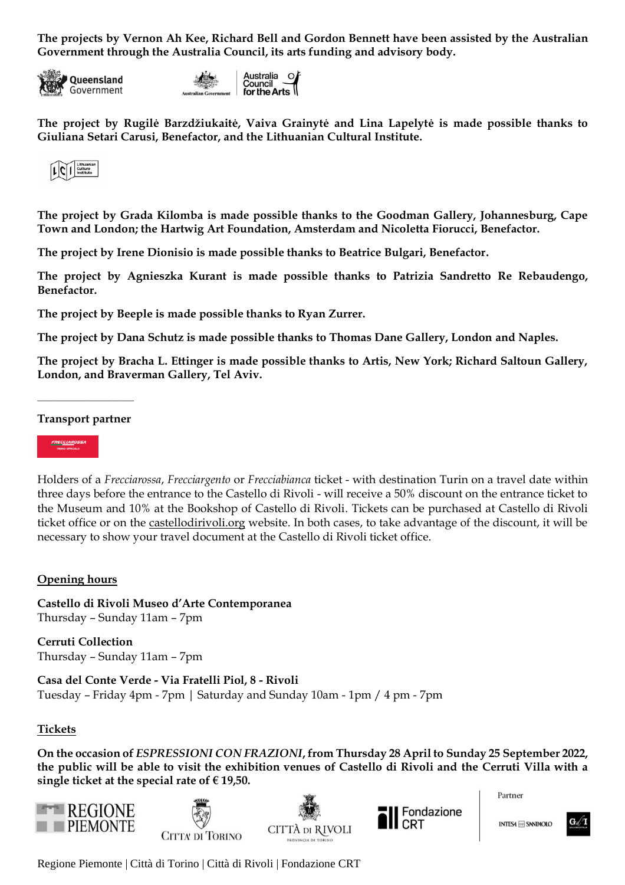**The projects by Vernon Ah Kee, Richard Bell and Gordon Bennett have been assisted by the Australian Government through the Australia Council, its arts funding and advisory body.**

**The project by Rugilė Barzdžiukaitė, Vaiva Grainytė and Lina Lapelytė is made possible thanks to Giuliana Setari Carusi, Benefactor, and the Lithuanian Cultural Institute.**

**The project by Grada Kilomba is made possible thanks to the Goodman Gallery, Johannesburg, Cape Town and London; the Hartwig Art Foundation, Amsterdam and Nicoletta Fiorucci, Benefactor.**

**The project by Irene Dionisio is made possible thanks to Beatrice Bulgari, Benefactor.**

**The project by Agnieszka Kurant is made possible thanks to Patrizia Sandretto Re Rebaudengo, Benefactor.**

**The project by Beeple is made possible thanks to Ryan Zurrer.**

**The project by Dana Schutz is made possible thanks to Thomas Dane Gallery, London and Naples.**

**The project by Bracha L. Ettinger is made possible thanks to Artis, New York; Richard Saltoun Gallery, London, and Braverman Gallery, Tel Aviv.**

---

**Transport partner**

Holders of a *Frecciarossa*, *Frecciargento* or *Frecciabianca* ticket - with destination Turin on a travel date within three days before the entrance to the Castello di Rivoli - will receive a 50% discount on the entrance ticket to the Museum and 10% at the Bookshop of Castello di Rivoli. Tickets can be purchased at Castello di Rivoli ticket office or on the castellodirivoli.org website. In both cases, to take advantage of the discount, it will be necessary to show your travel document at the Castello di Rivoli ticket office.

## Opening hours

**Castello di Rivoli Museo d'Arte Contemporanea**
Thursday – Sunday 11am – 7pm

**Cerruti Collection**
Thursday – Sunday 11am – 7pm

**Casa del Conte Verde - Via Fratelli Piol, 8 - Rivoli**
Tuesday – Friday 4pm - 7pm | Saturday and Sunday 10am - 1pm / 4 pm - 7pm

## Tickets

**On the occasion of *ESPRESSIONI CON FRAZIONI*, from Thursday 28 April to Sunday 25 September 2022, the public will be able to visit the exhibition venues of Castello di Rivoli and the Cerruti Villa with a single ticket at the special rate of € 19,50.**

Partner

Regione Piemonte | Città di Torino | Città di Rivoli | Fondazione CRT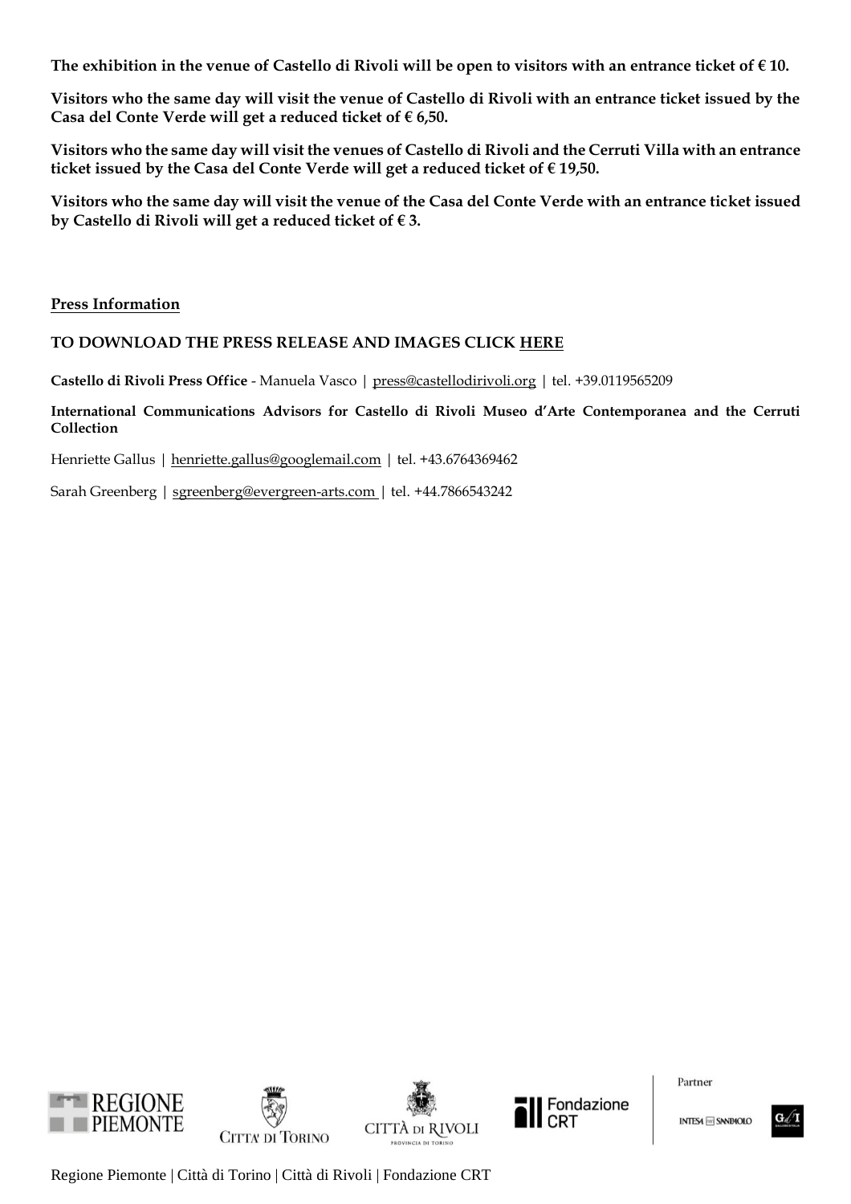**The exhibition in the venue of Castello di Rivoli will be open to visitors with an entrance ticket of € 10.**

**Visitors who the same day will visit the venue of Castello di Rivoli with an entrance ticket issued by the Casa del Conte Verde will get a reduced ticket of € 6,50.**

**Visitors who the same day will visit the venues of Castello di Rivoli and the Cerruti Villa with an entrance ticket issued by the Casa del Conte Verde will get a reduced ticket of € 19,50.**

**Visitors who the same day will visit the venue of the Casa del Conte Verde with an entrance ticket issued by Castello di Rivoli will get a reduced ticket of € 3.**

**Press Information**

**TO DOWNLOAD THE PRESS RELEASE AND IMAGES CLICK HERE**

**Castello di Rivoli Press Office** - Manuela Vasco | press@castellodirivoli.org | tel. +39.0119565209

**International Communications Advisors for Castello di Rivoli Museo d'Arte Contemporanea and the Cerruti Collection**

Henriette Gallus | henriette.gallus@googlemail.com | tel. +43.6764369462

Sarah Greenberg | sgreenberg@evergreen-arts.com | tel. +44.7866543242

REGIONE PIEMONTE

CITTA' DI TORINO

CITTÀ DI RIVOLI PROVINCIA DI TORINO

Fondazione CRT

Partner

INTESA SANPAOLO

Regione Piemonte | Città di Torino | Città di Rivoli | Fondazione CRT